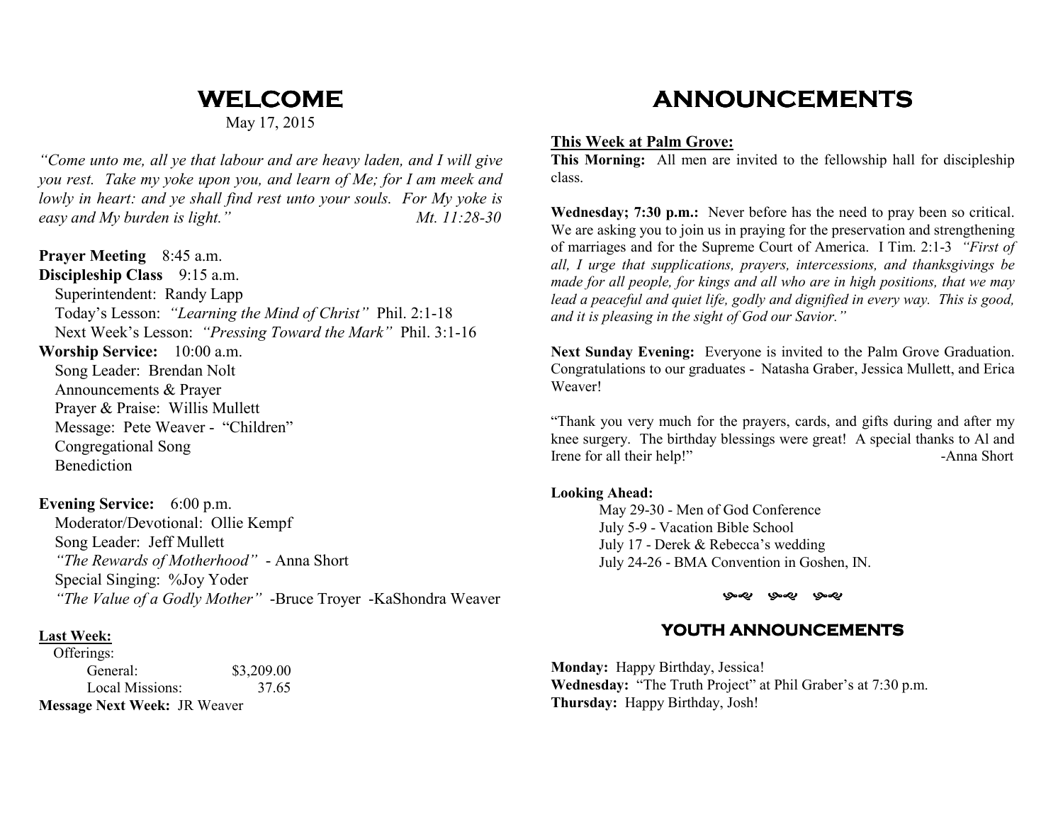# WELCOME

May 17, 2015

*"Come unto me, all ye that labour and are heavy laden, and I will give you rest. Take my yoke upon you, and learn of Me; for I am meek and lowly in heart: and ye shall find rest unto your souls. For My yoke is easy and My burden is light."* *Mt. 11:28-30*

**Prayer Meeting** 8:45 a.m.
**Discipleship Class** 9:15 a.m.
Superintendent: Randy Lapp
Today's Lesson: *"Learning the Mind of Christ"* Phil. 2:1-18
Next Week's Lesson: *"Pressing Toward the Mark"* Phil. 3:1-16
**Worship Service:** 10:00 a.m.
Song Leader: Brendan Nolt
Announcements & Prayer
Prayer & Praise: Willis Mullett
Message: Pete Weaver - "Children"
Congregational Song
Benediction

**Evening Service:** 6:00 p.m.
Moderator/Devotional: Ollie Kempf
Song Leader: Jeff Mullett
*"The Rewards of Motherhood"* - Anna Short
Special Singing: %Joy Yoder
*"The Value of a Godly Mother"* -Bruce Troyer -KaShondra Weaver

**Last Week:**

Offerings:

| | |
|---|---|
| General: | $3,209.00 |
| Local Missions: | 37.65 |

**Message Next Week:** JR Weaver

# ANNOUNCEMENTS

**This Week at Palm Grove:**

**This Morning:** All men are invited to the fellowship hall for discipleship class.

**Wednesday; 7:30 p.m.:** Never before has the need to pray been so critical. We are asking you to join us in praying for the preservation and strengthening of marriages and for the Supreme Court of America. I Tim. 2:1-3 *"First of all, I urge that supplications, prayers, intercessions, and thanksgivings be made for all people, for kings and all who are in high positions, that we may lead a peaceful and quiet life, godly and dignified in every way. This is good, and it is pleasing in the sight of God our Savior."*

**Next Sunday Evening:** Everyone is invited to the Palm Grove Graduation. Congratulations to our graduates - Natasha Graber, Jessica Mullett, and Erica Weaver!

"Thank you very much for the prayers, cards, and gifts during and after my knee surgery. The birthday blessings were great! A special thanks to Al and Irene for all their help!" -Anna Short

**Looking Ahead:**

May 29-30 - Men of God Conference
July 5-9 - Vacation Bible School
July 17 - Derek & Rebecca's wedding
July 24-26 - BMA Convention in Goshen, IN.

## YOUTH ANNOUNCEMENTS

**Monday:** Happy Birthday, Jessica!
**Wednesday:** "The Truth Project" at Phil Graber's at 7:30 p.m.
**Thursday:** Happy Birthday, Josh!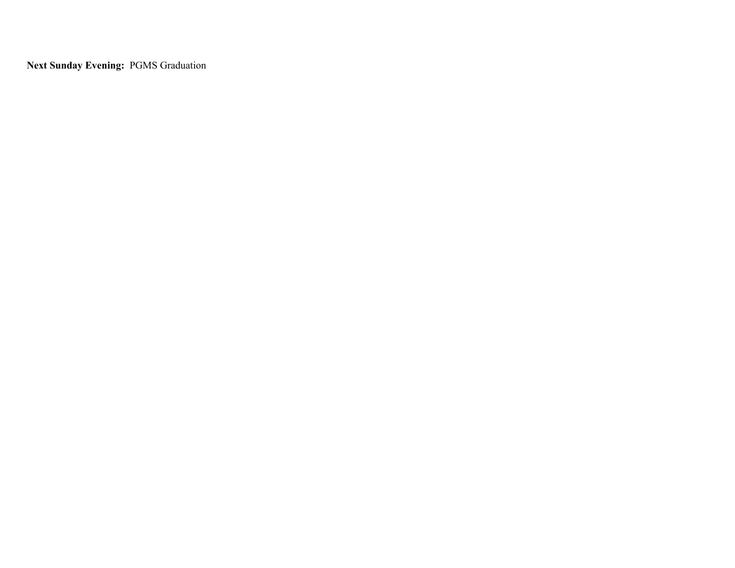**Next Sunday Evening:** PGMS Graduation